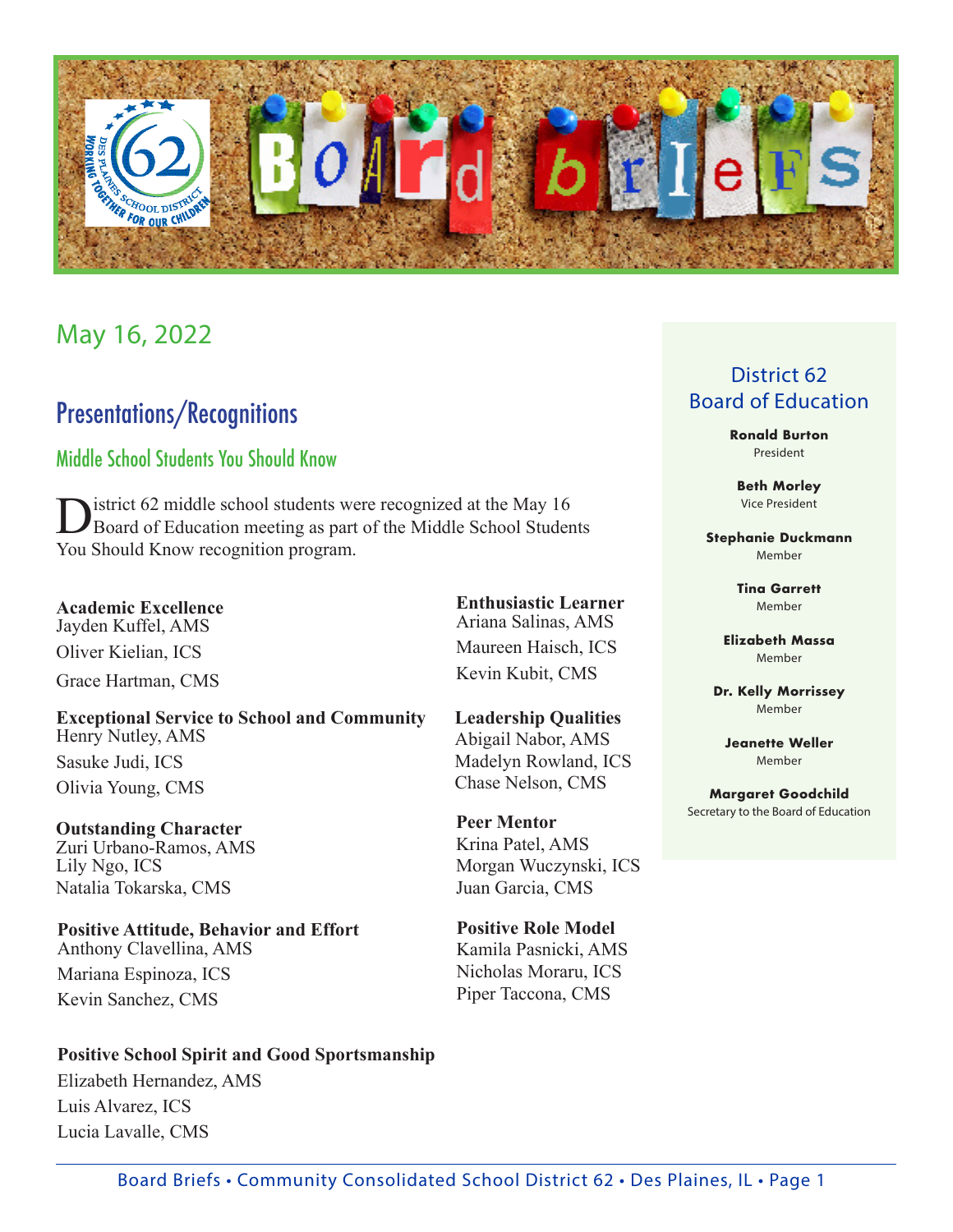# Board Briefs

May 16, 2022

## Presentations/Recognitions

### Middle School Students You Should Know

District 62 middle school students were recognized at the May 16 Board of Education meeting as part of the Middle School Students You Should Know recognition program.

**Academic Excellence**
Jayden Kuffel, AMS
Oliver Kielian, ICS
Grace Hartman, CMS

**Exceptional Service to School and Community**
Henry Nutley, AMS
Sasuke Judi, ICS
Olivia Young, CMS

**Outstanding Character**
Zuri Urbano-Ramos, AMS
Lily Ngo, ICS
Natalia Tokarska, CMS

**Positive Attitude, Behavior and Effort**
Anthony Clavellina, AMS
Mariana Espinoza, ICS
Kevin Sanchez, CMS

**Positive School Spirit and Good Sportsmanship**
Elizabeth Hernandez, AMS
Luis Alvarez, ICS
Lucia Lavalle, CMS

**Enthusiastic Learner**
Ariana Salinas, AMS
Maureen Haisch, ICS
Kevin Kubit, CMS

**Leadership Qualities**
Abigail Nabor, AMS
Madelyn Rowland, ICS
Chase Nelson, CMS

**Peer Mentor**
Krina Patel, AMS
Morgan Wuczynski, ICS
Juan Garcia, CMS

**Positive Role Model**
Kamila Pasnicki, AMS
Nicholas Moraru, ICS
Piper Taccona, CMS

---

### District 62 Board of Education

**Ronald Burton**
President

**Beth Morley**
Vice President

**Stephanie Duckmann**
Member

**Tina Garrett**
Member

**Elizabeth Massa**
Member

**Dr. Kelly Morrissey**
Member

**Jeanette Weller**
Member

**Margaret Goodchild**
Secretary to the Board of Education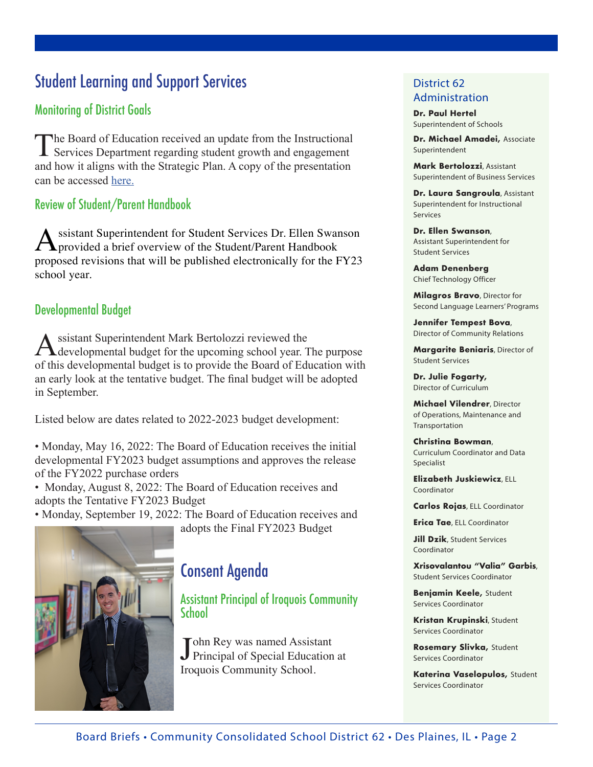# Student Learning and Support Services

## Monitoring of District Goals

The Board of Education received an update from the Instructional Services Department regarding student growth and engagement and how it aligns with the Strategic Plan. A copy of the presentation can be accessed here.

## Review of Student/Parent Handbook

Assistant Superintendent for Student Services Dr. Ellen Swanson provided a brief overview of the Student/Parent Handbook proposed revisions that will be published electronically for the FY23 school year.

## Developmental Budget

Assistant Superintendent Mark Bertolozzi reviewed the developmental budget for the upcoming school year. The purpose of this developmental budget is to provide the Board of Education with an early look at the tentative budget. The final budget will be adopted in September.

Listed below are dates related to 2022-2023 budget development:

- Monday, May 16, 2022: The Board of Education receives the initial developmental FY2023 budget assumptions and approves the release of the FY2022 purchase orders
- Monday, August 8, 2022: The Board of Education receives and adopts the Tentative FY2023 Budget
- Monday, September 19, 2022: The Board of Education receives and adopts the Final FY2023 Budget

# Consent Agenda

## Assistant Principal of Iroquois Community School

John Rey was named Assistant Principal of Special Education at Iroquois Community School.

## District 62 Administration

**Dr. Paul Hertel**
Superintendent of Schools

**Dr. Michael Amadei,** Associate Superintendent

**Mark Bertolozzi**, Assistant Superintendent of Business Services

**Dr. Laura Sangroula**, Assistant Superintendent for Instructional Services

**Dr. Ellen Swanson**, Assistant Superintendent for Student Services

**Adam Denenberg**
Chief Technology Officer

**Milagros Bravo**, Director for Second Language Learners' Programs

**Jennifer Tempest Bova**, Director of Community Relations

**Margarite Beniaris**, Director of Student Services

**Dr. Julie Fogarty,** Director of Curriculum

**Michael Vilendrer**, Director of Operations, Maintenance and Transportation

**Christina Bowman**, Curriculum Coordinator and Data Specialist

**Elizabeth Juskiewicz**, ELL Coordinator

**Carlos Rojas**, ELL Coordinator

**Erica Tae**, ELL Coordinator

**Jill Dzik**, Student Services Coordinator

**Xrisovalantou "Valia" Garbis**, Student Services Coordinator

**Benjamin Keele,** Student Services Coordinator

**Kristan Krupinski**, Student Services Coordinator

**Rosemary Slivka,** Student Services Coordinator

**Katerina Vaselopulos,** Student Services Coordinator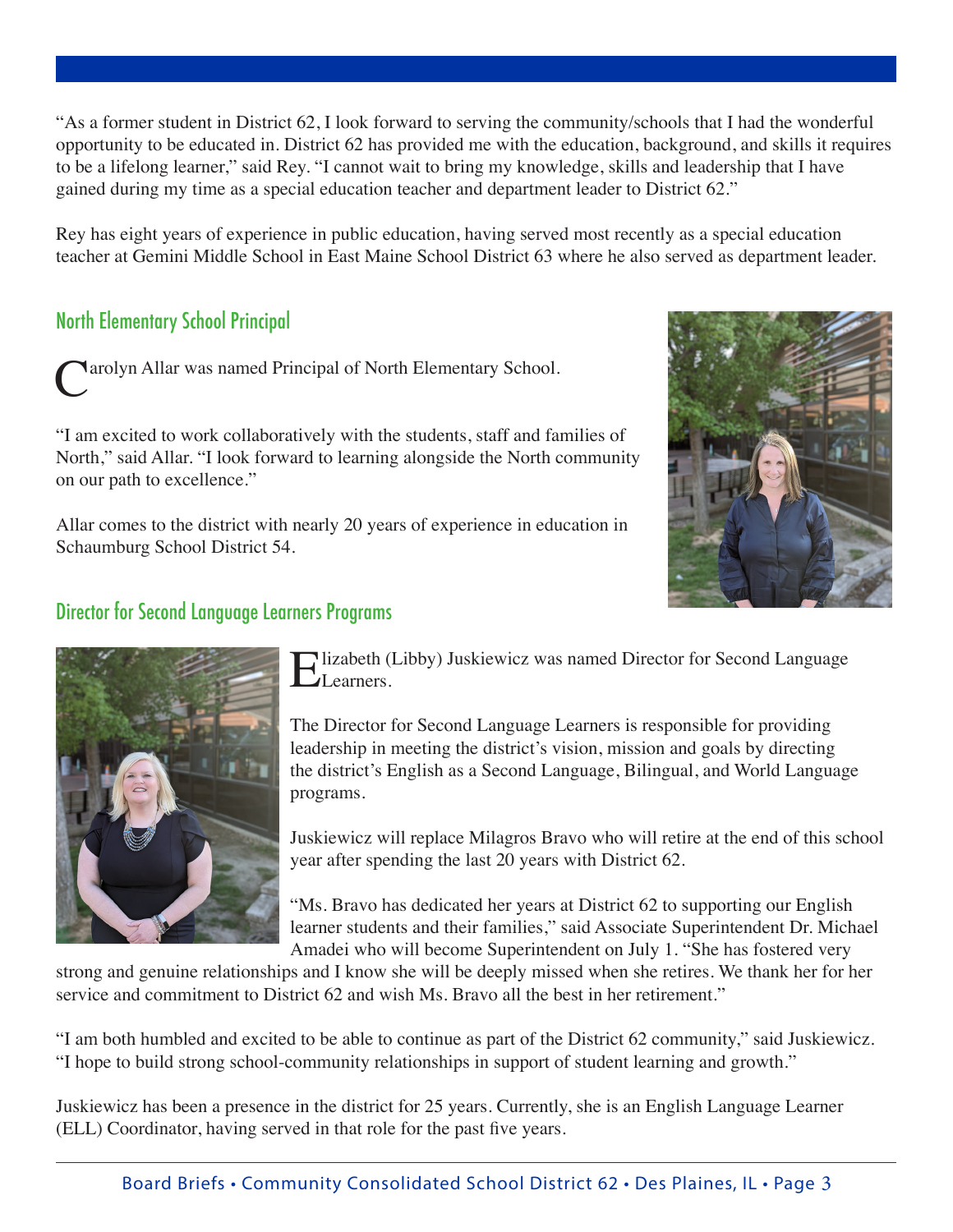"As a former student in District 62, I look forward to serving the community/schools that I had the wonderful opportunity to be educated in. District 62 has provided me with the education, background, and skills it requires to be a lifelong learner," said Rey. "I cannot wait to bring my knowledge, skills and leadership that I have gained during my time as a special education teacher and department leader to District 62."

Rey has eight years of experience in public education, having served most recently as a special education teacher at Gemini Middle School in East Maine School District 63 where he also served as department leader.

## North Elementary School Principal

Carolyn Allar was named Principal of North Elementary School.

"I am excited to work collaboratively with the students, staff and families of North," said Allar. "I look forward to learning alongside the North community on our path to excellence."

Allar comes to the district with nearly 20 years of experience in education in Schaumburg School District 54.

## Director for Second Language Learners Programs

Elizabeth (Libby) Juskiewicz was named Director for Second Language Learners.

The Director for Second Language Learners is responsible for providing leadership in meeting the district's vision, mission and goals by directing the district's English as a Second Language, Bilingual, and World Language programs.

Juskiewicz will replace Milagros Bravo who will retire at the end of this school year after spending the last 20 years with District 62.

"Ms. Bravo has dedicated her years at District 62 to supporting our English learner students and their families," said Associate Superintendent Dr. Michael Amadei who will become Superintendent on July 1. "She has fostered very strong and genuine relationships and I know she will be deeply missed when she retires. We thank her for her service and commitment to District 62 and wish Ms. Bravo all the best in her retirement."

"I am both humbled and excited to be able to continue as part of the District 62 community," said Juskiewicz. "I hope to build strong school-community relationships in support of student learning and growth."

Juskiewicz has been a presence in the district for 25 years. Currently, she is an English Language Learner (ELL) Coordinator, having served in that role for the past five years.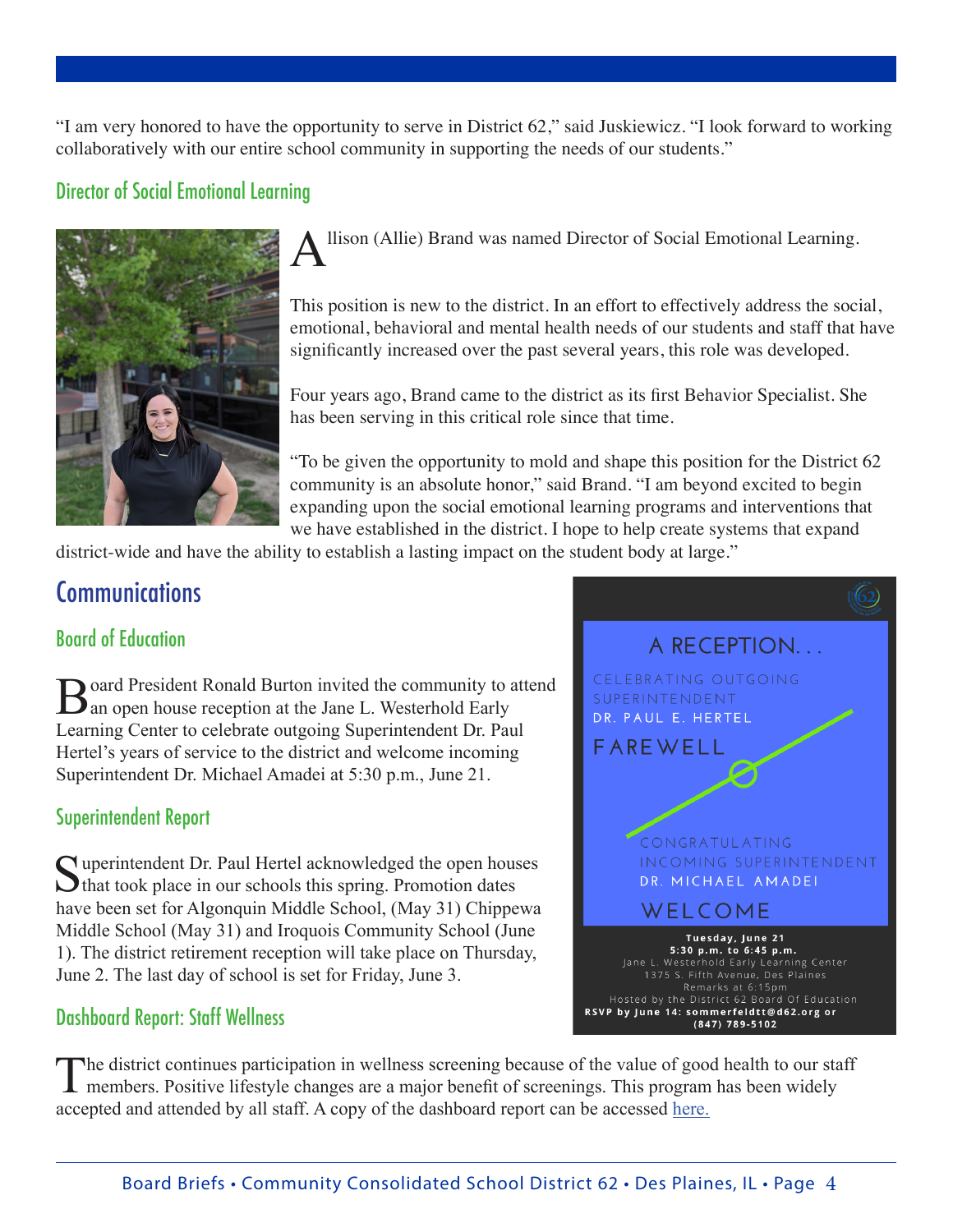"I am very honored to have the opportunity to serve in District 62," said Juskiewicz. "I look forward to working collaboratively with our entire school community in supporting the needs of our students."

### Director of Social Emotional Learning

Allison (Allie) Brand was named Director of Social Emotional Learning.

This position is new to the district. In an effort to effectively address the social, emotional, behavioral and mental health needs of our students and staff that have significantly increased over the past several years, this role was developed.

Four years ago, Brand came to the district as its first Behavior Specialist. She has been serving in this critical role since that time.

"To be given the opportunity to mold and shape this position for the District 62 community is an absolute honor," said Brand. "I am beyond excited to begin expanding upon the social emotional learning programs and interventions that we have established in the district. I hope to help create systems that expand district-wide and have the ability to establish a lasting impact on the student body at large."

## Communications

### Board of Education

Board President Ronald Burton invited the community to attend an open house reception at the Jane L. Westerhold Early Learning Center to celebrate outgoing Superintendent Dr. Paul Hertel's years of service to the district and welcome incoming Superintendent Dr. Michael Amadei at 5:30 p.m., June 21.

A RECEPTION. . .

CELEBRATING OUTGOING SUPERINTENDENT DR. PAUL E. HERTEL

FAREWELL

CONGRATULATING INCOMING SUPERINTENDENT DR. MICHAEL AMADEI

WELCOME

**Tuesday, June 21**
**5:30 p.m. to 6:45 p.m.**
Jane L. Westerhold Early Learning Center
1375 S. Fifth Avenue, Des Plaines
Remarks at 6:15pm
Hosted by the District 62 Board Of Education
**RSVP by June 14: sommerfeldtt@d62.org or (847) 789-5102**

### Superintendent Report

Superintendent Dr. Paul Hertel acknowledged the open houses that took place in our schools this spring. Promotion dates have been set for Algonquin Middle School, (May 31) Chippewa Middle School (May 31) and Iroquois Community School (June 1). The district retirement reception will take place on Thursday, June 2. The last day of school is set for Friday, June 3.

### Dashboard Report: Staff Wellness

The district continues participation in wellness screening because of the value of good health to our staff members. Positive lifestyle changes are a major benefit of screenings. This program has been widely accepted and attended by all staff. A copy of the dashboard report can be accessed here.